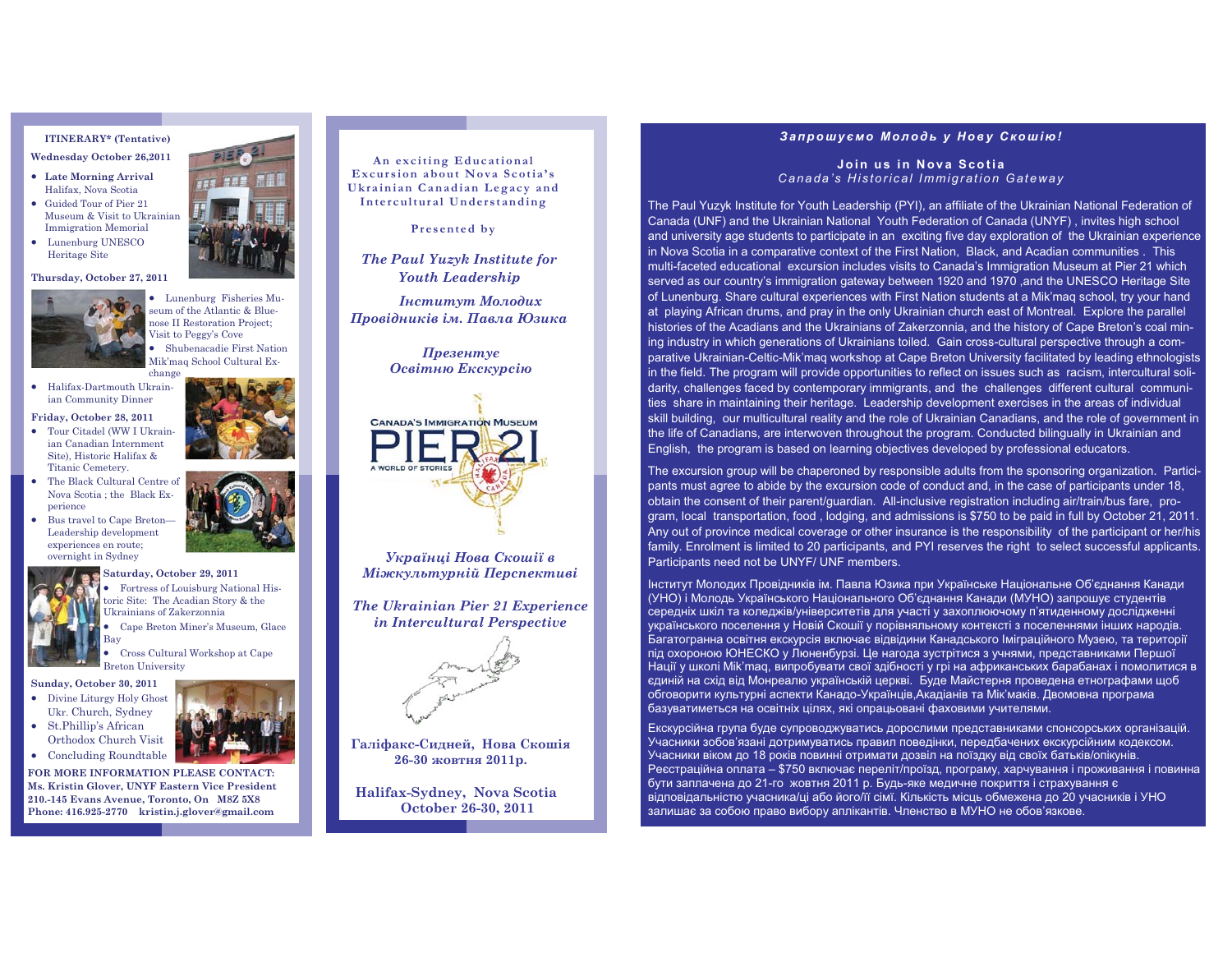### ITINERARY* (Tentative)

**Wednesday October 26,2011**

- **Late Morning Arrival** Halifax, Nova Scotia
- Guided Tour of Pier 21 Museum & Visit to Ukrainian Immigration Memorial
- Lunenburg UNESCO Heritage Site

**Thursday, October 27, 2011**

- Lunenburg Fisheries Museum of the Atlantic & Bluenose II Restoration Project; Visit to Peggy's Cove
- Shubenacadie First Nation Mik'maq School Cultural Exchange
- Halifax-Dartmouth Ukrainian Community Dinner

**Friday, October 28, 2011**

- Tour Citadel (WW I Ukrainian Canadian Internment Site), Historic Halifax & Titanic Cemetery.
- The Black Cultural Centre of Nova Scotia ; the Black Experience
- Bus travel to Cape Breton—Leadership development experiences en route; overnight in Sydney

**Saturday, October 29, 2011**

- Fortress of Louisburg National Historic Site: The Acadian Story & the Ukrainians of Zakerzonnia
- Cape Breton Miner's Museum, Glace Bay
- Cross Cultural Workshop at Cape Breton University

**Sunday, October 30, 2011**

- Divine Liturgy Holy Ghost Ukr. Church, Sydney
- St.Phillip's African Orthodox Church Visit
- Concluding Roundtable

**FOR MORE INFORMATION PLEASE CONTACT:**
**Ms. Kristin Glover, UNYF Exec Vice President**
**210.-145 Evans Avenue, Toronto, On M8Z 5X8**
**Phone: 416.925-2770 kristin.j.glover@gmail.com**

---

An exciting Educational Excursion about Nova Scotia's Ukrainian Canadian Legacy and Intercultural Understanding

Presented by

***The Paul Yuzyk Institute for Youth Leadership***

***Інститут Молодих Провідників ім. Павла Юзика***

*Презентує Освітню Екскурсію*

CANADA'S IMMIGRATION MUSEUM
PIER 21
A WORLD OF STORIES

***Українці Нова Скошії в Міжкультурній Перспективі***

***The Ukrainian Pier 21 Experience in Intercultural Perspective***

**Галіфакс-Сидней, Нова Скошія**
**26-30 жовтня 2011р.**

**Halifax-Sydney, Nova Scotia**
**October 26-30, 2011**

---

***Запрошуємо Молодь у Нову Скошію!***

**Join us in Nova Scotia**
*Canada's Historical Immigration Gateway*

The Paul Yuzyk Institute for Youth Leadership (PYI), an affiliate of the Ukrainian National Federation of Canada (UNF) and the Ukrainian National Youth Federation of Canada (UNYF) , invites high school and university age students to participate in an exciting five day exploration of the Ukrainian experience in Nova Scotia in a comparative context of the First Nation, Black, and Acadian communities . This multi-faceted educational excursion includes visits to Canada's Immigration Museum at Pier 21 which served as our country's immigration gateway between 1920 and 1970 ,and the UNESCO Heritage Site of Lunenburg. Share cultural experiences with First Nation students at a Mik'maq school, try your hand at playing African drums, and pray in the only Ukrainian church east of Montreal. Explore the parallel histories of the Acadians and the Ukrainians of Zakerzonnia, and the history of Cape Breton's coal mining industry in which generations of Ukrainians toiled. Gain cross-cultural perspective through a comparative Ukrainian-Celtic-Mik'maq workshop at Cape Breton University facilitated by leading ethnologists in the field. The program will provide opportunities to reflect on issues such as racism, intercultural solidarity, challenges faced by contemporary immigrants, and the challenges different cultural communities share in maintaining their heritage. Leadership development exercises in the areas of individual skill building, our multicultural reality and the role of Ukrainian Canadians, and the role of government in the life of Canadians, are interwoven throughout the program. Conducted bilingually in Ukrainian and English, the program is based on learning objectives developed by professional educators.

The excursion group will be chaperoned by responsible adults from the sponsoring organization. Participants must agree to abide by the excursion code of conduct and, in the case of participants under 18, obtain the consent of their parent/guardian. All-inclusive registration including air/train/bus fare, program, local transportation, food , lodging, and admissions is $750 to be paid in full by October 21, 2011. Any out of province medical coverage or other insurance is the responsibility of the participant or her/his family. Enrolment is limited to 20 participants, and PYI reserves the right to select successful applicants. Participants need not be UNYF/ UNF members.

Інститут Молодих Провідників ім. Павла Юзика при Українське Національне Об'єднання Канади (УНО) і Молодь Українського Національного Об'єднання Канади (МУНО) запрошує студентів середніх шкіл та коледжів/університетів для участі у захоплюючому п'ятиденному дослідженні українського поселення у Новій Скошії у порівняльному контексті з поселеннями інших народів. Багатогранна освітня екскурсія включає відвідини Канадського Іміграційного Музею, та території під охороною ЮНЕСКО у Люненбурзі. Це нагода зустрітися з учнями, представниками Першої Нації у школі Mik'maq, випробувати свої здібності у грі на африканських барабанах і помолитися в єдиній на схід від Монреалю українській церкві. Буде Майстерня проведена етнографами щоб обговорити культурні аспекти Канадо-Українців,Акадіанів та Мік'маків. Двомовна програма базуватиметься на освітніх цілях, які опрацьовані фаховими учителями.

Екскурсійна група буде супроводжуватись дорослими представниками спонсорських організацій. Учасники зобов'язані дотримуватись правил поведінки, передбачених екскурсійним кодексом. Учасники віком до 18 років повинні отримати дозвіл на поїздку від своїх батьків/опікунів. Реєстраційна оплата – $750 включає переліт/проїзд, програму, харчування і проживання і повинна бути заплачена до 21-го жовтня 2011 р. Будь-яке медичне покриття і страхування є відповідальністю учасника/ці або його/її сімї. Кількість місць обмежена до 20 учасників і УНО залишає за собою право вибору аплікантів. Членство в МУНО не обов'язкове.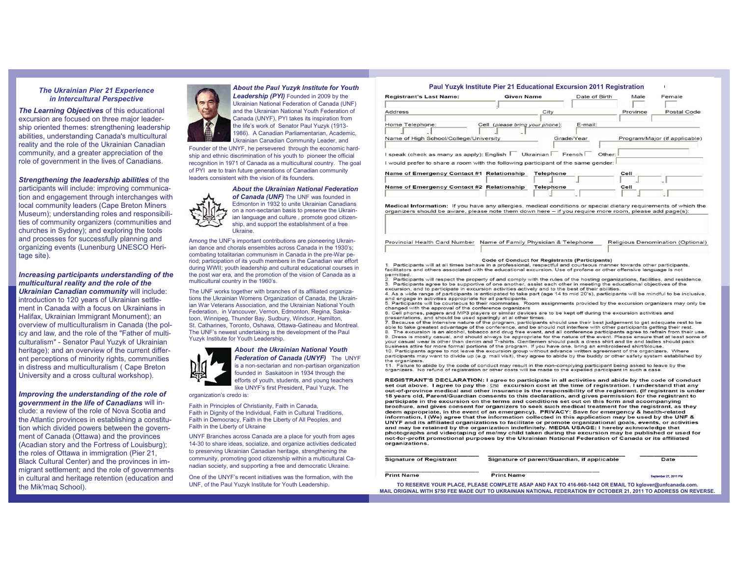## *The Ukrainian Pier 21 Experience in Intercultural Perspective*

***The Learning Objectives*** of this educational excursion are focused on three major leadership oriented themes: strengthening leadership abilities, understanding Canada's multicultural reality and the role of the Ukrainian Canadian community, and a greater appreciation of the role of government in the lives of Canadians.

***Strengthening the leadership abilities*** of the participants will include: improving communication and engagement through interchanges with local community leaders (Cape Breton Miners Museum); understanding roles and responsibilities of community organizers (communities and churches in Sydney); and exploring the tools and processes for successfully planning and organizing events (Lunenburg UNESCO Heritage site).

***Increasing participants understanding of the multicultural reality and the role of the Ukrainian Canadian community*** will include: introduction to 120 years of Ukrainian settlement in Canada with a focus on Ukrainians in Halifax, Ukrainian Immigrant Monument); an overview of multiculturalism in Canada (the policy and law, and the role of the "Father of multiculturalism" - Senator Paul Yuzyk of Ukrainian heritage); and an overview of the current different perceptions of minority rights, communities in distress and multiculturalism ( Cape Breton University and a cross cultural workshop).

***Improving the understanding of the role of government in the life of Canadians*** will include: a review of the role of Nova Scotia and the Atlantic provinces in establishing a constitution which divided powers between the government of Canada (Ottawa) and the provinces (Acadian story and the Fortress of Louisburg); the roles of Ottawa in immigration (Pier 21, Black Cultural Center) and the provinces in immigrant settlement; and the role of governments in cultural and heritage retention (education and the Mik'maq School).

***About the Paul Yuzyk Institute for Youth Leadership (PYI)*** Founded in 2009 by the Ukrainian National Federation of Canada (UNF) and the Ukrainian National Youth Federation of Canada (UNYF), PYI takes its inspiration from the life's work of Senator Paul Yuzyk (1913-1986). A Canadian Parliamentarian, Academic, Ukrainian Canadian Community Leader, and Founder of the UNYF, he persevered through the economic hardship and ethnic discrimination of his youth to pioneer the official recognition in 1971 of Canada as a multicultural country. The goal of PYI are to train future generations of Canadian community leaders consistent with the vision of its founders.

***About the Ukrainian National Federation of Canada (UNF)*** The UNF was founded in Edmonton in 1932 to unite Ukrainian Canadians on a non-sectarian basis to preserve the Ukrainian language and culture , promote good citizenship, and support the establishment of a free Ukraine.

Among the UNF's important contributions are pioneering Ukrainian dance and chorals ensembles across Canada in the 1930's; combating totalitarian communism in Canada in the pre-War period; participation of its youth members in the Canadian war effort during WWII; youth leadership and cultural educational courses in the post war era, and the promotion of the vision of Canada as a multicultural country in the 1960's.

The UNF works together with branches of its affiliated organizations the Ukrainian Womens Organization of Canada, the Ukrainian War Veterans Association, and the Ukrainian National Youth Federation, in Vancouver, Vernon, Edmonton, Regina, Saskatoon, Winnipeg, Thunder Bay, Sudbury, Windsor, Hamilton, St. Catharines, Toronto, Oshawa, Ottawa-Gatineau and Montreal. The UNF's newest undertaking is the development of the Paul Yuzyk Institute for Youth Leadership.

***About the Ukrainian National Youth Federation of Canada (UNYF)*** The UNYF is a non-sectarian and non-partisan organization founded in Saskatoon in 1934 through the efforts of youth, students, and young teachers like UNYF's first President, Paul Yuzyk. The organization's credo is:

Faith in Principles of Christianity, Faith in Canada,
Faith in Dignity of the Individual, Faith in Cultural Traditions,
Faith in Democracy, Faith in the Liberty of All Peoples, and
Faith in the Liberty of Ukraine

UNYF Branches across Canada are a place for youth from ages 14-30 to share ideas, socialize, and organize activities dedicated to preserving Ukrainian Canadian heritage, strengthening the community, promoting good citizenship within a multicultural Canadian society, and supporting a free and democratic Ukraine.

One of the UNYF's recent initiatives was the formation, with the UNF, of the Paul Yuzyk Institute for Youth Leadership.

## Paul Yuzyk Institute Pier 21 Educational Excursion 2011 Registration

Registrant's Last Name: ______ Given Name ______ Date of Birth ______ Male ☐ Female ☐

Address ______ City ______ Province ______ Postal Code ______

Home Telephone: ______ Cell (*please bring your phone*): ______ E-mail: ______

Name of High School/College/University ______ Grade/Year ______ Program/Major (if applicable) ______

I speak (check as many as apply): English ☐ Ukrainian ☐ French ☐ Other: ______

I would prefer to share a room with the following participant of the same gender: ______

Name of Emergency Contact #1 ______ Relationship ______ Telephone ______ Cell ______

Name of Emergency Contact #2 ______ Relationship ______ Telephone ______ Cell ______

**Medical Information:** If you have any allergies, medical conditions or special dietary requirements of which the organizers should be aware, please note them down here – if you require more room, please add page(s):

Provincial Health Card Number ______ Name of Family Physician & Telephone ______ Religious Denomination (Optional) ______

### Code of Conduct for Registrants (Participants)

1. Participants will at all times behave in a professional, respectful and courteous manner towards other participants, facilitators and others associated with the educational excursion. Use of profane or other offensive language is not permitted.
2. Participants will respect the property of and comply with the rules of the hosting organizations, facilities, and residence.
3. Participants agree to be supportive of one another, assist each other in meeting the educational objectives of the excursion, and to participate in excursion activities actively and to the best of their abilities.
4. As a wide range of participants is anticipated to take part (age 14 to mid 20's), participants will be mindful to be inclusive, and engage in activities appropriate for all participants.
5. Participants will be courteous to their roommates. Room assignments provided by the excursion organizers may only be changed with the approval of the conference organizers
6. Cell phones, pagers and MP3 players or similar devices are to be kept off during the excursion activities and presentations, and should be used sparingly at al other times.
7. Because of the intensive nature of the program, participants should use their best judgement to get adequate rest to be able to take greatest advantage of the conference, and he should not interfere with other participants getting their rest.
8. The excursion is an alcohol, tobacco and drug free event, and all conference participants agree to refrain from their use.
9. Dress is mostly casual, and should always be appropriate for the nature of the event. Please ensure that at least some of your casual wear is other than denim and T-shirts. Gentlemen should pack a dress shirt and tie and ladies should pack business attire for more formal portions of the program. If you have one, bring an embroidered shirt/blouse.
10. Participants agree to not leave the excursion group without advance written agreement of the organizers. Where participants may want to divide up (e.g. mall visit), they agree to abide by the buddy or other safety system established by the organizers.
11. Failure to abide by the code of conduct may result in the non-complying participant being asked to leave by the organizers. No refund of registration or other costs will be made to the expelled participant in such a case.

**REGISTRANT'S DECLARATION: I agree to participate in all activities and abide by the code of conduct set out above. I agree to pay the : $750 excursion cost at the time of registration. I understand that any out-of-province medical and other insurance is the responsibility of the registrant. (If registrant is under 18 years old, Parent/Guardian consents to this declaration, and gives permission for the registrant to participate in the excursion on the terms and conditions set out on this form and accompanying brochure, and gives consent for organizers to seek such medical treatment for the registrant, as they deem appropriate, in the event of an emergency). PRIVACY: Save for emergency & health-related information, I (We) agree that the information collected in this application may be used by the UNF & UNYF and its affiliated organizations to facilitate or promote organizational goals, events, or activities and may be retained by the organization indefinitely. MEDIA USAGE: I hereby acknowledge that photographs and videotaping of me/my child taken during the excursion may be published or used for not-for-profit promotional purposes by the Ukrainian National Federation of Canada or its affiliated organizations.**

______ Signature of Registrant ______ Signature of parent/Guardian, if applicable ______ Date

______ Print Name ______ Print Name

September 27, 2011 PM

**TO RESERVE YOUR PLACE, PLEASE COMPLETE ASAP AND FAX TO 416-960-1442 OR EMAIL TO kglover@unfcanada.com. MAIL ORIGINAL WITH $750 FEE MADE OUT TO UKRAINIAN NATIONAL FEDERATION BY OCTOBER 21, 2011 TO ADDRESS ON REVERSE.**